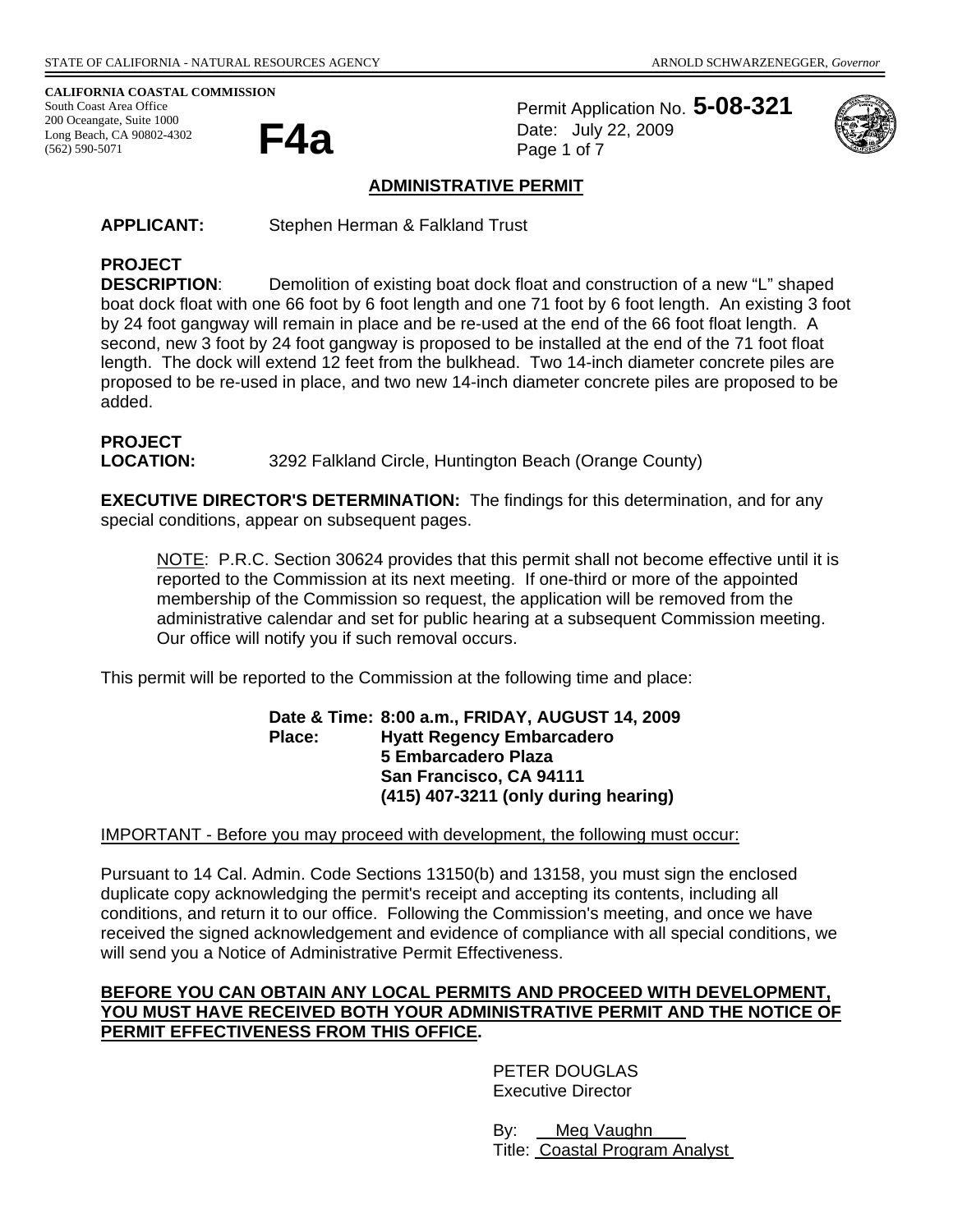STATE OF CALIFORNIA - NATURAL RESOURCES AGENCY ARNOLD SCHWARZENEGGER, *Governor*

**CALIFORNIA COASTAL COMMISSION**
South Coast Area Office
200 Oceangate, Suite 1000
Long Beach, CA 90802-4302
(562) 590-5071

# F4a

Permit Application No. **5-08-321**
Date: July 22, 2009

## ADMINISTRATIVE PERMIT

**APPLICANT:** Stephen Herman & Falkland Trust

**PROJECT DESCRIPTION**: Demolition of existing boat dock float and construction of a new "L" shaped boat dock float with one 66 foot by 6 foot length and one 71 foot by 6 foot length. An existing 3 foot by 24 foot gangway will remain in place and be re-used at the end of the 66 foot float length. A second, new 3 foot by 24 foot gangway is proposed to be installed at the end of the 71 foot float length. The dock will extend 12 feet from the bulkhead. Two 14-inch diameter concrete piles are proposed to be re-used in place, and two new 14-inch diameter concrete piles are proposed to be added.

**PROJECT LOCATION:** 3292 Falkland Circle, Huntington Beach (Orange County)

**EXECUTIVE DIRECTOR'S DETERMINATION:** The findings for this determination, and for any special conditions, appear on subsequent pages.

> NOTE: P.R.C. Section 30624 provides that this permit shall not become effective until it is reported to the Commission at its next meeting. If one-third or more of the appointed membership of the Commission so request, the application will be removed from the administrative calendar and set for public hearing at a subsequent Commission meeting. Our office will notify you if such removal occurs.

This permit will be reported to the Commission at the following time and place:

**Date & Time: 8:00 a.m., FRIDAY, AUGUST 14, 2009**
**Place: Hyatt Regency Embarcadero**
**5 Embarcadero Plaza**
**San Francisco, CA 94111**
**(415) 407-3211 (only during hearing)**

IMPORTANT - Before you may proceed with development, the following must occur:

Pursuant to 14 Cal. Admin. Code Sections 13150(b) and 13158, you must sign the enclosed duplicate copy acknowledging the permit's receipt and accepting its contents, including all conditions, and return it to our office. Following the Commission's meeting, and once we have received the signed acknowledgement and evidence of compliance with all special conditions, we will send you a Notice of Administrative Permit Effectiveness.

**BEFORE YOU CAN OBTAIN ANY LOCAL PERMITS AND PROCEED WITH DEVELOPMENT, YOU MUST HAVE RECEIVED BOTH YOUR ADMINISTRATIVE PERMIT AND THE NOTICE OF PERMIT EFFECTIVENESS FROM THIS OFFICE.**

PETER DOUGLAS
Executive Director

By: Meg Vaughn
Title: Coastal Program Analyst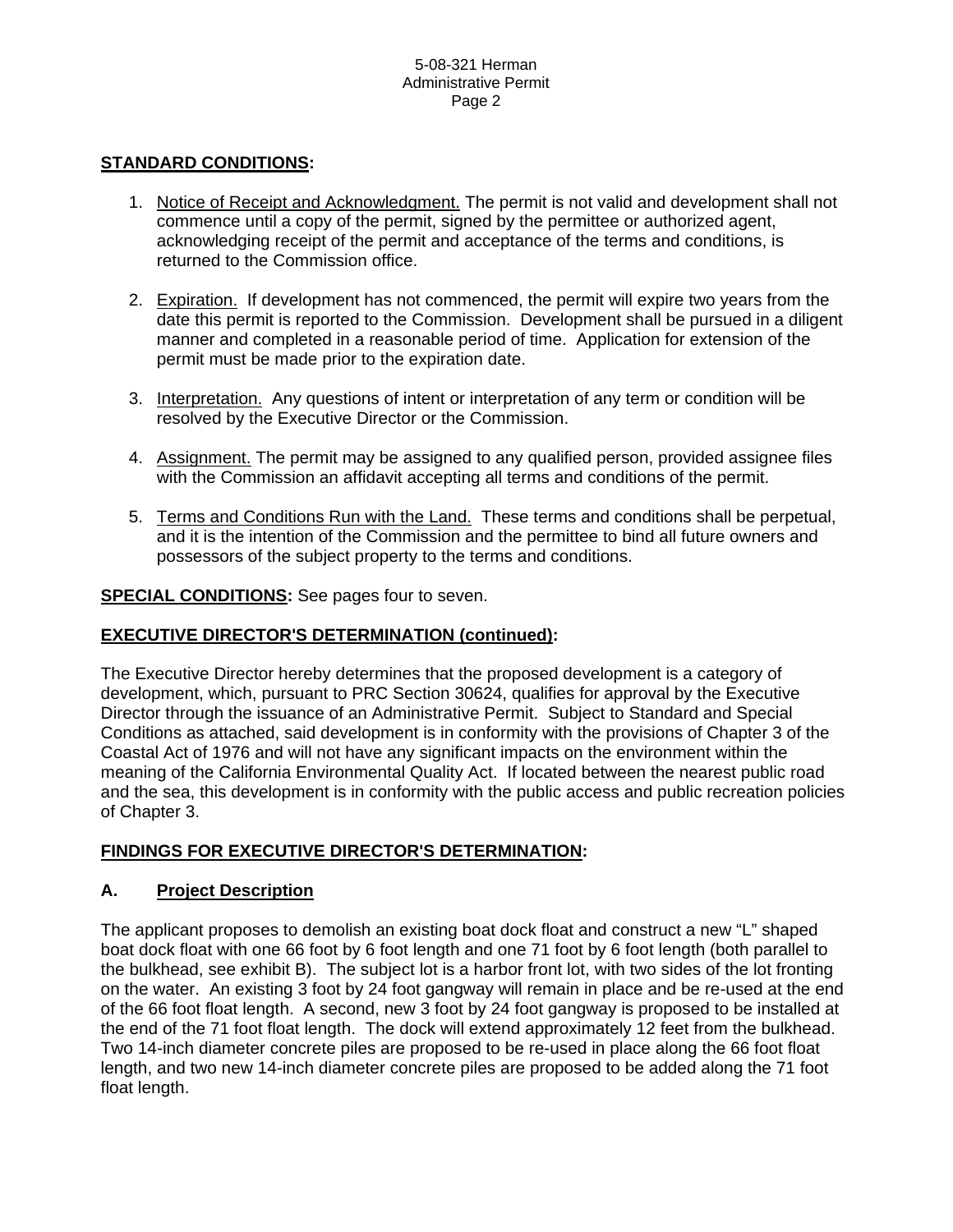**<u>STANDARD CONDITIONS</u>:**

1. <u>Notice of Receipt and Acknowledgment.</u> The permit is not valid and development shall not commence until a copy of the permit, signed by the permittee or authorized agent, acknowledging receipt of the permit and acceptance of the terms and conditions, is returned to the Commission office.

2. <u>Expiration.</u> If development has not commenced, the permit will expire two years from the date this permit is reported to the Commission. Development shall be pursued in a diligent manner and completed in a reasonable period of time. Application for extension of the permit must be made prior to the expiration date.

3. <u>Interpretation.</u> Any questions of intent or interpretation of any term or condition will be resolved by the Executive Director or the Commission.

4. <u>Assignment.</u> The permit may be assigned to any qualified person, provided assignee files with the Commission an affidavit accepting all terms and conditions of the permit.

5. <u>Terms and Conditions Run with the Land.</u> These terms and conditions shall be perpetual, and it is the intention of the Commission and the permittee to bind all future owners and possessors of the subject property to the terms and conditions.

**<u>SPECIAL CONDITIONS</u>:** See pages four to seven.

**<u>EXECUTIVE DIRECTOR'S DETERMINATION (continued)</u>:**

The Executive Director hereby determines that the proposed development is a category of development, which, pursuant to PRC Section 30624, qualifies for approval by the Executive Director through the issuance of an Administrative Permit. Subject to Standard and Special Conditions as attached, said development is in conformity with the provisions of Chapter 3 of the Coastal Act of 1976 and will not have any significant impacts on the environment within the meaning of the California Environmental Quality Act. If located between the nearest public road and the sea, this development is in conformity with the public access and public recreation policies of Chapter 3.

**<u>FINDINGS FOR EXECUTIVE DIRECTOR'S DETERMINATION</u>:**

## A. <u>Project Description</u>

The applicant proposes to demolish an existing boat dock float and construct a new "L" shaped boat dock float with one 66 foot by 6 foot length and one 71 foot by 6 foot length (both parallel to the bulkhead, see exhibit B). The subject lot is a harbor front lot, with two sides of the lot fronting on the water. An existing 3 foot by 24 foot gangway will remain in place and be re-used at the end of the 66 foot float length. A second, new 3 foot by 24 foot gangway is proposed to be installed at the end of the 71 foot float length. The dock will extend approximately 12 feet from the bulkhead. Two 14-inch diameter concrete piles are proposed to be re-used in place along the 66 foot float length, and two new 14-inch diameter concrete piles are proposed to be added along the 71 foot float length.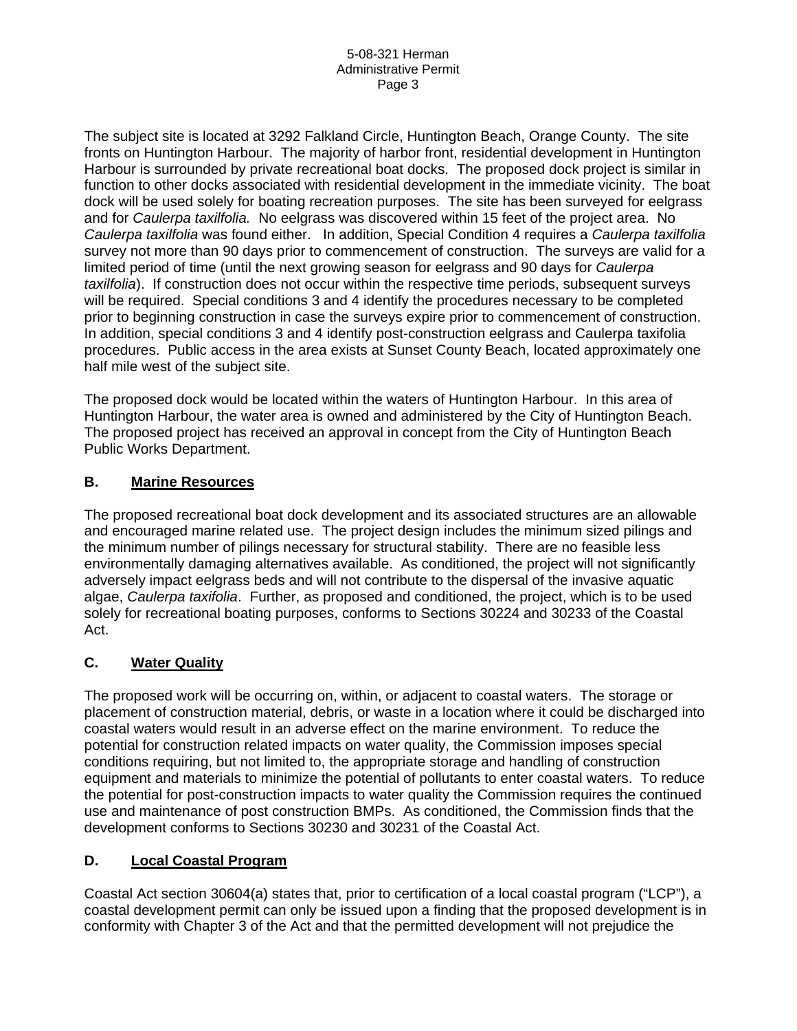The subject site is located at 3292 Falkland Circle, Huntington Beach, Orange County. The site fronts on Huntington Harbour. The majority of harbor front, residential development in Huntington Harbour is surrounded by private recreational boat docks. The proposed dock project is similar in function to other docks associated with residential development in the immediate vicinity. The boat dock will be used solely for boating recreation purposes. The site has been surveyed for eelgrass and for *Caulerpa taxilfolia.* No eelgrass was discovered within 15 feet of the project area. No *Caulerpa taxilfolia* was found either. In addition, Special Condition 4 requires a *Caulerpa taxilfolia* survey not more than 90 days prior to commencement of construction. The surveys are valid for a limited period of time (until the next growing season for eelgrass and 90 days for *Caulerpa taxilfolia*). If construction does not occur within the respective time periods, subsequent surveys will be required. Special conditions 3 and 4 identify the procedures necessary to be completed prior to beginning construction in case the surveys expire prior to commencement of construction. In addition, special conditions 3 and 4 identify post-construction eelgrass and Caulerpa taxifolia procedures. Public access in the area exists at Sunset County Beach, located approximately one half mile west of the subject site.

The proposed dock would be located within the waters of Huntington Harbour. In this area of Huntington Harbour, the water area is owned and administered by the City of Huntington Beach. The proposed project has received an approval in concept from the City of Huntington Beach Public Works Department.

## B. Marine Resources

The proposed recreational boat dock development and its associated structures are an allowable and encouraged marine related use. The project design includes the minimum sized pilings and the minimum number of pilings necessary for structural stability. There are no feasible less environmentally damaging alternatives available. As conditioned, the project will not significantly adversely impact eelgrass beds and will not contribute to the dispersal of the invasive aquatic algae, *Caulerpa taxifolia*. Further, as proposed and conditioned, the project, which is to be used solely for recreational boating purposes, conforms to Sections 30224 and 30233 of the Coastal Act.

## C. Water Quality

The proposed work will be occurring on, within, or adjacent to coastal waters. The storage or placement of construction material, debris, or waste in a location where it could be discharged into coastal waters would result in an adverse effect on the marine environment. To reduce the potential for construction related impacts on water quality, the Commission imposes special conditions requiring, but not limited to, the appropriate storage and handling of construction equipment and materials to minimize the potential of pollutants to enter coastal waters. To reduce the potential for post-construction impacts to water quality the Commission requires the continued use and maintenance of post construction BMPs. As conditioned, the Commission finds that the development conforms to Sections 30230 and 30231 of the Coastal Act.

## D. Local Coastal Program

Coastal Act section 30604(a) states that, prior to certification of a local coastal program ("LCP"), a coastal development permit can only be issued upon a finding that the proposed development is in conformity with Chapter 3 of the Act and that the permitted development will not prejudice the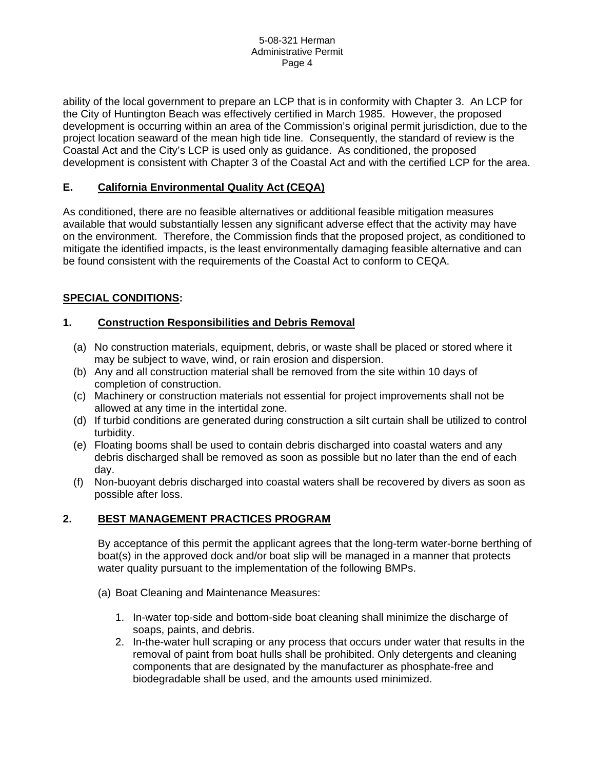ability of the local government to prepare an LCP that is in conformity with Chapter 3. An LCP for the City of Huntington Beach was effectively certified in March 1985. However, the proposed development is occurring within an area of the Commission's original permit jurisdiction, due to the project location seaward of the mean high tide line. Consequently, the standard of review is the Coastal Act and the City's LCP is used only as guidance. As conditioned, the proposed development is consistent with Chapter 3 of the Coastal Act and with the certified LCP for the area.

## E. California Environmental Quality Act (CEQA)

As conditioned, there are no feasible alternatives or additional feasible mitigation measures available that would substantially lessen any significant adverse effect that the activity may have on the environment. Therefore, the Commission finds that the proposed project, as conditioned to mitigate the identified impacts, is the least environmentally damaging feasible alternative and can be found consistent with the requirements of the Coastal Act to conform to CEQA.

## SPECIAL CONDITIONS:

### 1. Construction Responsibilities and Debris Removal

(a) No construction materials, equipment, debris, or waste shall be placed or stored where it may be subject to wave, wind, or rain erosion and dispersion.
(b) Any and all construction material shall be removed from the site within 10 days of completion of construction.
(c) Machinery or construction materials not essential for project improvements shall not be allowed at any time in the intertidal zone.
(d) If turbid conditions are generated during construction a silt curtain shall be utilized to control turbidity.
(e) Floating booms shall be used to contain debris discharged into coastal waters and any debris discharged shall be removed as soon as possible but no later than the end of each day.
(f) Non-buoyant debris discharged into coastal waters shall be recovered by divers as soon as possible after loss.

### 2. BEST MANAGEMENT PRACTICES PROGRAM

By acceptance of this permit the applicant agrees that the long-term water-borne berthing of boat(s) in the approved dock and/or boat slip will be managed in a manner that protects water quality pursuant to the implementation of the following BMPs.

(a) Boat Cleaning and Maintenance Measures:

1. In-water top-side and bottom-side boat cleaning shall minimize the discharge of soaps, paints, and debris.
2. In-the-water hull scraping or any process that occurs under water that results in the removal of paint from boat hulls shall be prohibited. Only detergents and cleaning components that are designated by the manufacturer as phosphate-free and biodegradable shall be used, and the amounts used minimized.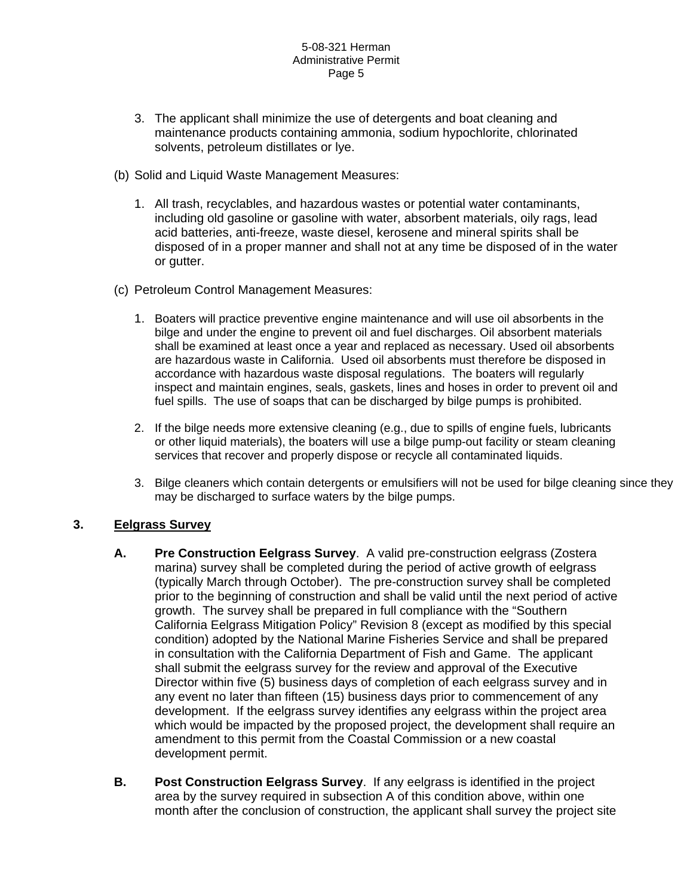3. The applicant shall minimize the use of detergents and boat cleaning and maintenance products containing ammonia, sodium hypochlorite, chlorinated solvents, petroleum distillates or lye.

(b) Solid and Liquid Waste Management Measures:

1. All trash, recyclables, and hazardous wastes or potential water contaminants, including old gasoline or gasoline with water, absorbent materials, oily rags, lead acid batteries, anti-freeze, waste diesel, kerosene and mineral spirits shall be disposed of in a proper manner and shall not at any time be disposed of in the water or gutter.

(c) Petroleum Control Management Measures:

1. Boaters will practice preventive engine maintenance and will use oil absorbents in the bilge and under the engine to prevent oil and fuel discharges. Oil absorbent materials shall be examined at least once a year and replaced as necessary. Used oil absorbents are hazardous waste in California. Used oil absorbents must therefore be disposed in accordance with hazardous waste disposal regulations. The boaters will regularly inspect and maintain engines, seals, gaskets, lines and hoses in order to prevent oil and fuel spills. The use of soaps that can be discharged by bilge pumps is prohibited.

2. If the bilge needs more extensive cleaning (e.g., due to spills of engine fuels, lubricants or other liquid materials), the boaters will use a bilge pump-out facility or steam cleaning services that recover and properly dispose or recycle all contaminated liquids.

3. Bilge cleaners which contain detergents or emulsifiers will not be used for bilge cleaning since they may be discharged to surface waters by the bilge pumps.

**3. <u>Eelgrass Survey</u>**

**A. Pre Construction Eelgrass Survey**. A valid pre-construction eelgrass (Zostera marina) survey shall be completed during the period of active growth of eelgrass (typically March through October). The pre-construction survey shall be completed prior to the beginning of construction and shall be valid until the next period of active growth. The survey shall be prepared in full compliance with the "Southern California Eelgrass Mitigation Policy" Revision 8 (except as modified by this special condition) adopted by the National Marine Fisheries Service and shall be prepared in consultation with the California Department of Fish and Game. The applicant shall submit the eelgrass survey for the review and approval of the Executive Director within five (5) business days of completion of each eelgrass survey and in any event no later than fifteen (15) business days prior to commencement of any development. If the eelgrass survey identifies any eelgrass within the project area which would be impacted by the proposed project, the development shall require an amendment to this permit from the Coastal Commission or a new coastal development permit.

**B. Post Construction Eelgrass Survey**. If any eelgrass is identified in the project area by the survey required in subsection A of this condition above, within one month after the conclusion of construction, the applicant shall survey the project site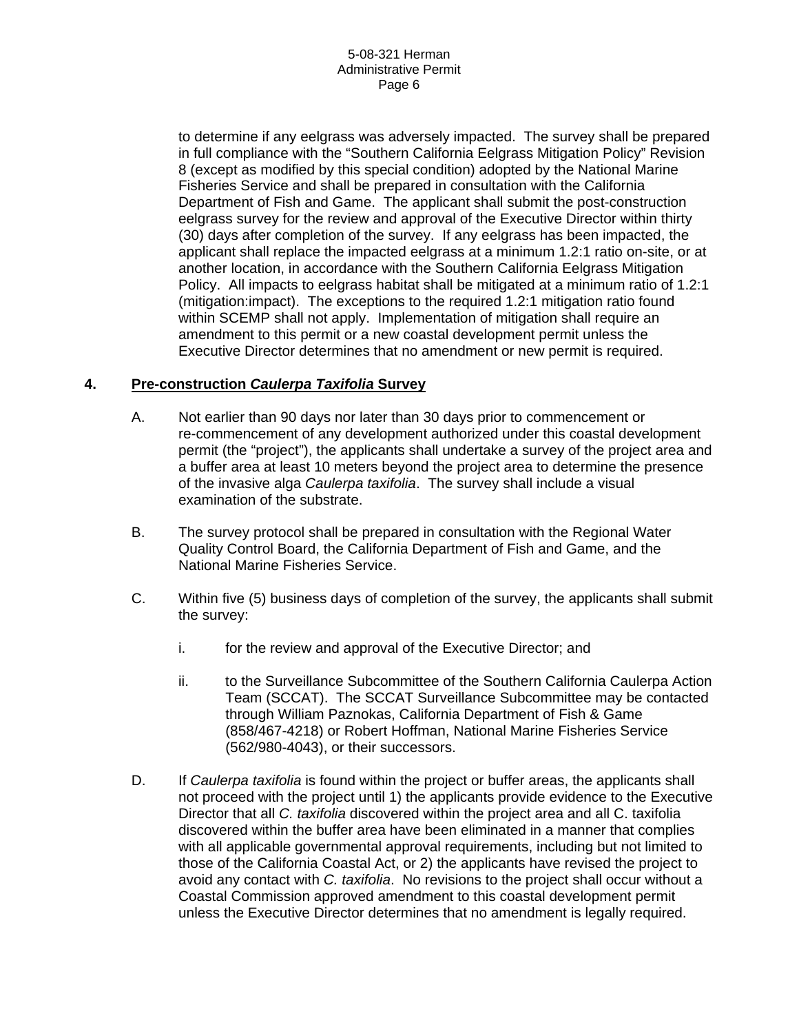to determine if any eelgrass was adversely impacted. The survey shall be prepared in full compliance with the "Southern California Eelgrass Mitigation Policy" Revision 8 (except as modified by this special condition) adopted by the National Marine Fisheries Service and shall be prepared in consultation with the California Department of Fish and Game. The applicant shall submit the post-construction eelgrass survey for the review and approval of the Executive Director within thirty (30) days after completion of the survey. If any eelgrass has been impacted, the applicant shall replace the impacted eelgrass at a minimum 1.2:1 ratio on-site, or at another location, in accordance with the Southern California Eelgrass Mitigation Policy. All impacts to eelgrass habitat shall be mitigated at a minimum ratio of 1.2:1 (mitigation:impact). The exceptions to the required 1.2:1 mitigation ratio found within SCEMP shall not apply. Implementation of mitigation shall require an amendment to this permit or a new coastal development permit unless the Executive Director determines that no amendment or new permit is required.

**4. Pre-construction *Caulerpa Taxifolia* Survey**

A. Not earlier than 90 days nor later than 30 days prior to commencement or re-commencement of any development authorized under this coastal development permit (the "project"), the applicants shall undertake a survey of the project area and a buffer area at least 10 meters beyond the project area to determine the presence of the invasive alga *Caulerpa taxifolia*. The survey shall include a visual examination of the substrate.

B. The survey protocol shall be prepared in consultation with the Regional Water Quality Control Board, the California Department of Fish and Game, and the National Marine Fisheries Service.

C. Within five (5) business days of completion of the survey, the applicants shall submit the survey:

i. for the review and approval of the Executive Director; and

ii. to the Surveillance Subcommittee of the Southern California Caulerpa Action Team (SCCAT). The SCCAT Surveillance Subcommittee may be contacted through William Paznokas, California Department of Fish & Game (858/467-4218) or Robert Hoffman, National Marine Fisheries Service (562/980-4043), or their successors.

D. If *Caulerpa taxifolia* is found within the project or buffer areas, the applicants shall not proceed with the project until 1) the applicants provide evidence to the Executive Director that all *C. taxifolia* discovered within the project area and all C. taxifolia discovered within the buffer area have been eliminated in a manner that complies with all applicable governmental approval requirements, including but not limited to those of the California Coastal Act, or 2) the applicants have revised the project to avoid any contact with *C. taxifolia*. No revisions to the project shall occur without a Coastal Commission approved amendment to this coastal development permit unless the Executive Director determines that no amendment is legally required.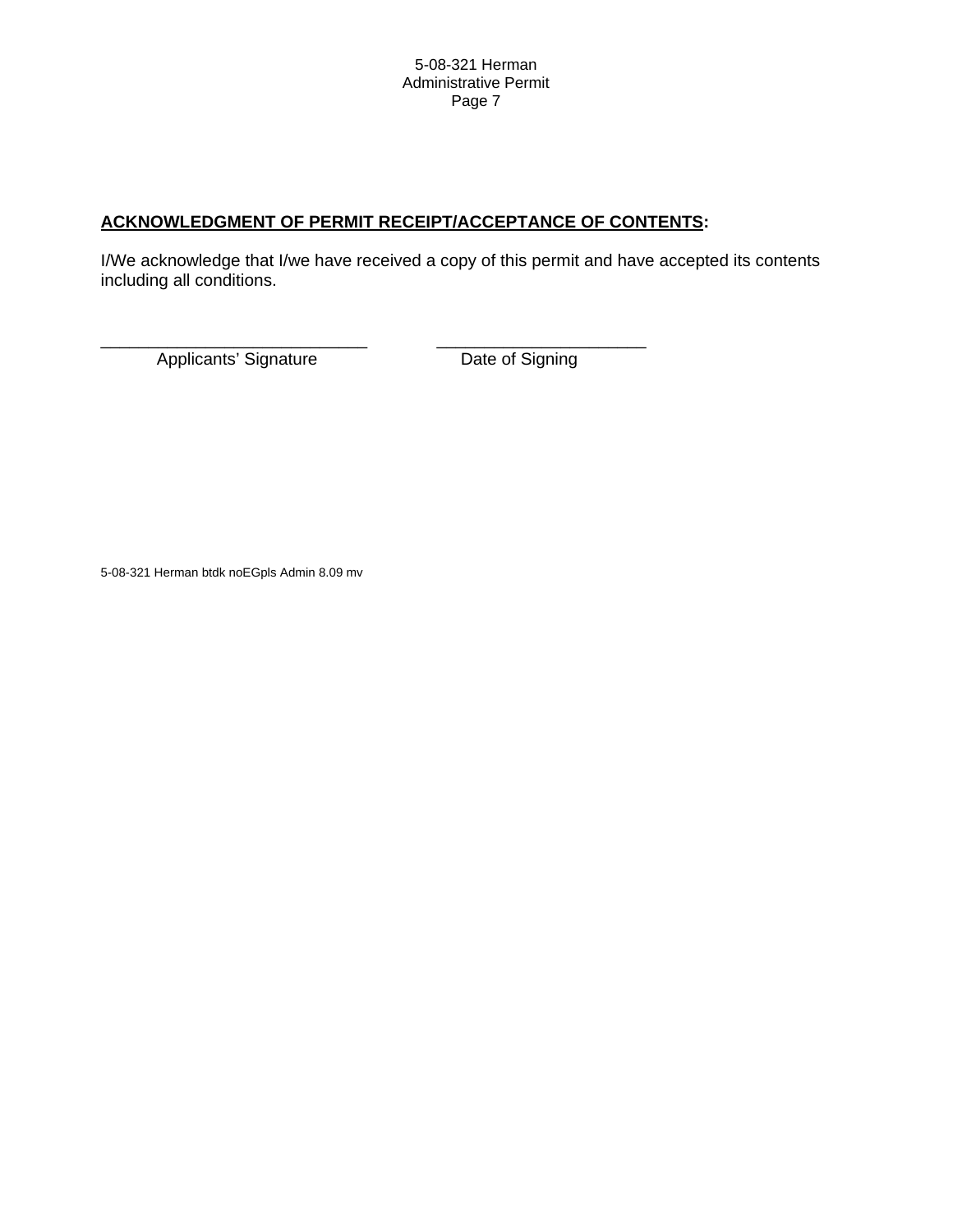**<u>ACKNOWLEDGMENT OF PERMIT RECEIPT/ACCEPTANCE OF CONTENTS</u>:**

I/We acknowledge that I/we have received a copy of this permit and have accepted its contents including all conditions.

\_\_\_\_\_\_\_\_\_\_\_\_\_\_\_\_\_\_\_\_\_\_\_\_\_\_\_\_ \_\_\_\_\_\_\_\_\_\_\_\_\_\_\_\_\_\_\_\_\_\_
Applicants' Signature Date of Signing

5-08-321 Herman btdk noEGpls Admin 8.09 mv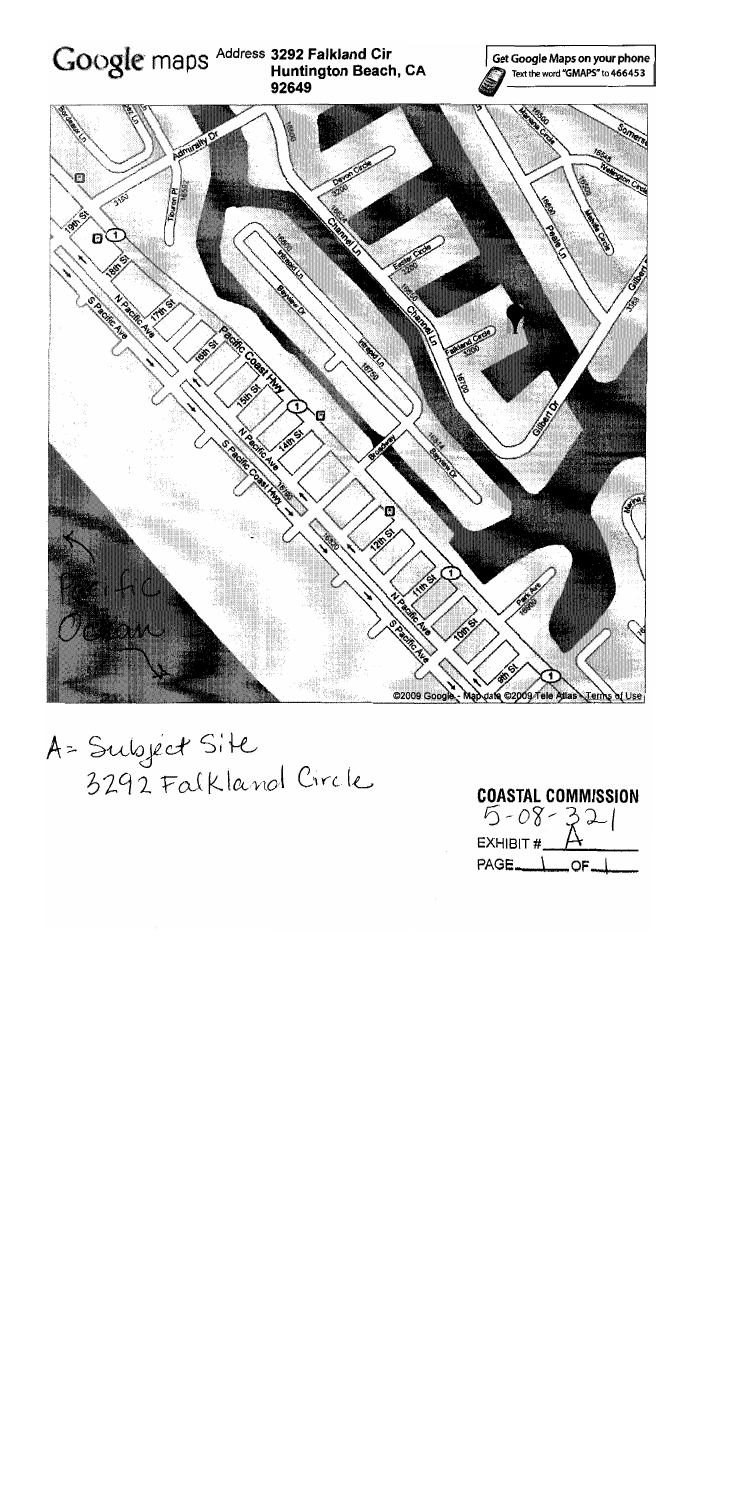Google maps Address **3292 Falkland Cir Huntington Beach, CA 92649**

Get Google Maps on your phone
Text the word "GMAPS" to 466453

Admiralty Dr
Devon Circle
Channel Ln
Easter Circle
Falkland Circle
Gilbert Dr
Wellington Circle
Peale Ln
Marina Circle
Somerset
Tauren Pl
19th St
18th St
17th St
16th St
15th St
14th St
12th St
11th St
10th St
9th St
N Pacific Ave
S Pacific Ave
Pacific Coast Hwy
Intrepid Ln
Bayview Dr
Broadway
Park Ave
Pacific Ocean

©2009 Google - Map data ©2009 Tele Atlas - Terms of Use

A = Subject Site
3292 Falkland Circle

**COASTAL COMMISSION**
5-08-321
EXHIBIT # A
PAGE 1 OF 1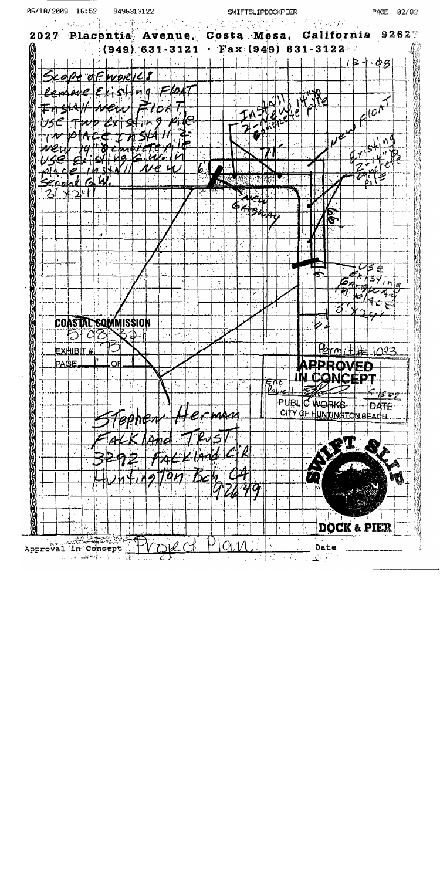2027 Placentia Avenue, Costa Mesa, California 92627

(949) 631-3121 • Fax (949) 631-3122

12-1-08

Scope of Work:

Remove Existing Float

Install New Float.

Use Two Existing pile

in place Install 2-

New 14" Concrete pile

Use Existing G.W. in

place install New

Second G.W.

3' x 24'

Install New 14" pile 2-concrete

New Float

71'

6'

New Gangway

Existing 14" 2-concrete pile

60'

Use Existing Gangway in place 3' x 24'

4'

COASTAL COMMISSION

5-08-321

EXHIBIT # 5

PAGE 1 OF 1

Permit # 1093

APPROVED IN CONCEPT

Eric Lovell

6-15-09

PUBLIC WORKS DATE

CITY OF HUNTINGTON BEACH

Stephen Herman

Falkland Trust

3292 Falkland Cir

Huntington Bch CA

92649

SWIFT SLIP DOCK & PIER

Approval in Concept Project Plan. Date